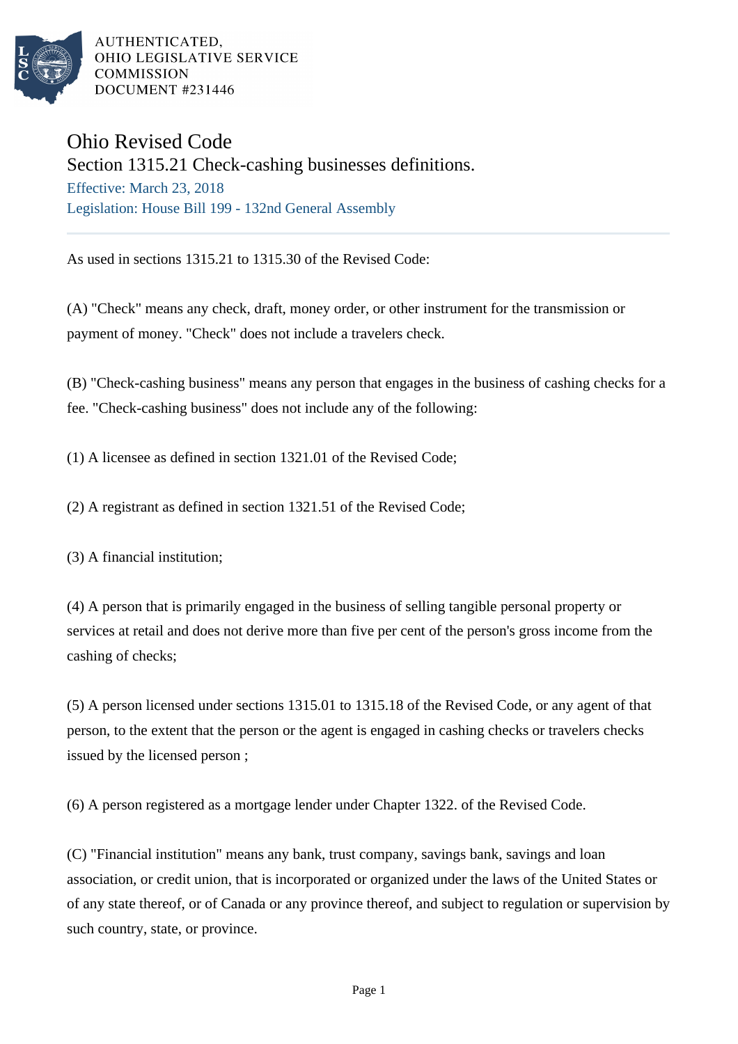AUTHENTICATED,
OHIO LEGISLATIVE SERVICE
COMMISSION
DOCUMENT #231446

# Ohio Revised Code

## Section 1315.21 Check-cashing businesses definitions.

Effective: March 23, 2018

Legislation: House Bill 199 - 132nd General Assembly

---

As used in sections 1315.21 to 1315.30 of the Revised Code:

(A) "Check" means any check, draft, money order, or other instrument for the transmission or payment of money. "Check" does not include a travelers check.

(B) "Check-cashing business" means any person that engages in the business of cashing checks for a fee. "Check-cashing business" does not include any of the following:

(1) A licensee as defined in section 1321.01 of the Revised Code;

(2) A registrant as defined in section 1321.51 of the Revised Code;

(3) A financial institution;

(4) A person that is primarily engaged in the business of selling tangible personal property or services at retail and does not derive more than five per cent of the person's gross income from the cashing of checks;

(5) A person licensed under sections 1315.01 to 1315.18 of the Revised Code, or any agent of that person, to the extent that the person or the agent is engaged in cashing checks or travelers checks issued by the licensed person ;

(6) A person registered as a mortgage lender under Chapter 1322. of the Revised Code.

(C) "Financial institution" means any bank, trust company, savings bank, savings and loan association, or credit union, that is incorporated or organized under the laws of the United States or of any state thereof, or of Canada or any province thereof, and subject to regulation or supervision by such country, state, or province.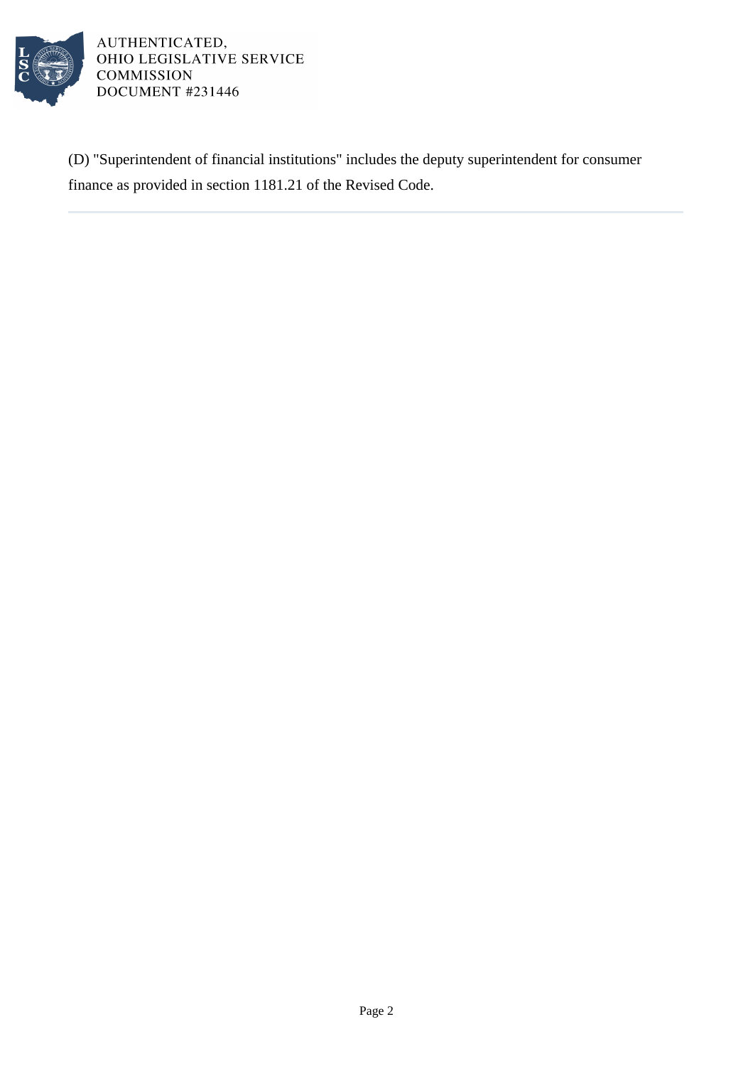(D) "Superintendent of financial institutions" includes the deputy superintendent for consumer finance as provided in section 1181.21 of the Revised Code.